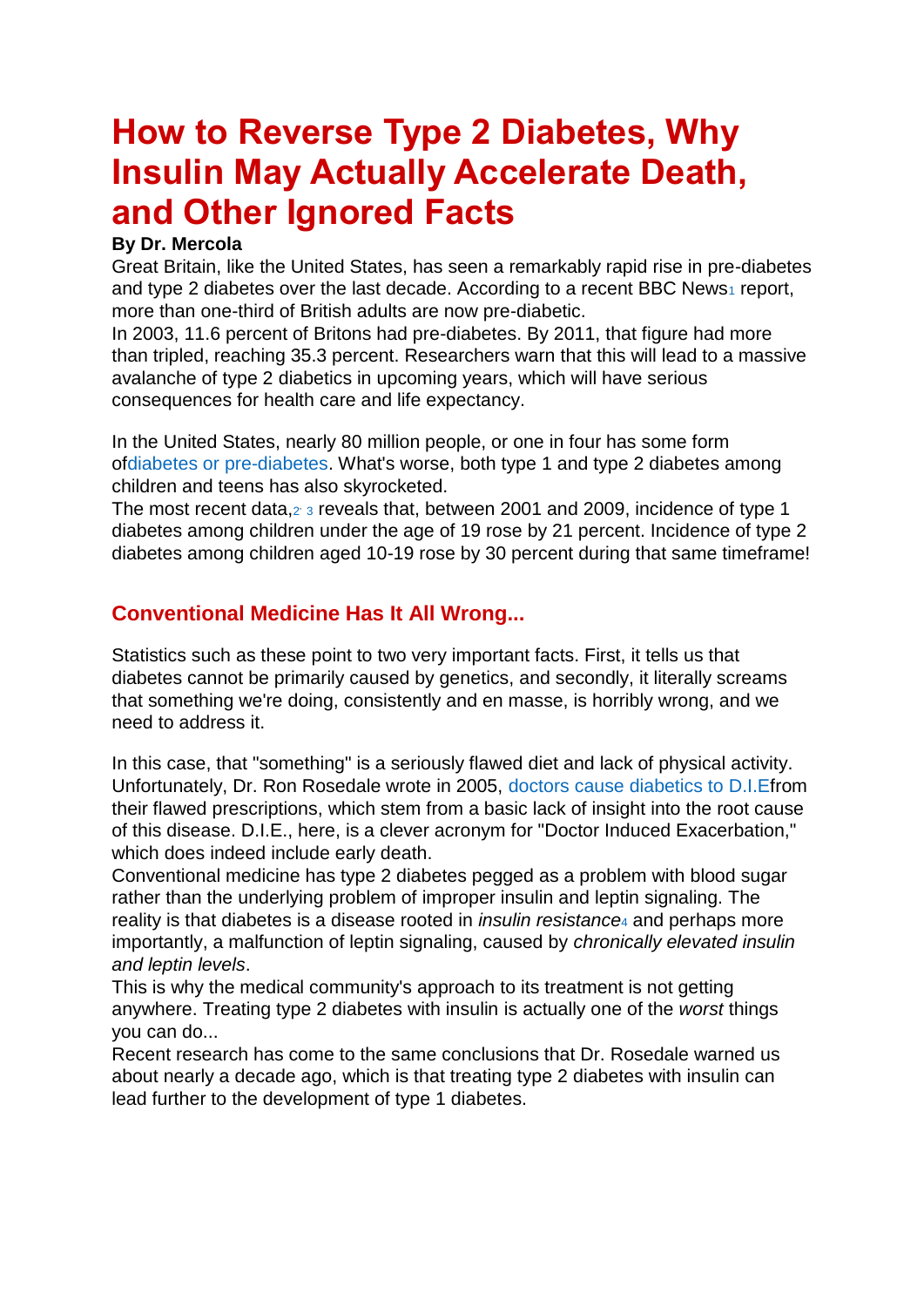# How to Reverse Type 2 Diabetes, Why Insulin May Actually Accelerate Death, and Other Ignored Facts

**By Dr. Mercola**

Great Britain, like the United States, has seen a remarkably rapid rise in pre-diabetes and type 2 diabetes over the last decade. According to a recent BBC News[1] report, more than one-third of British adults are now pre-diabetic.

In 2003, 11.6 percent of Britons had pre-diabetes. By 2011, that figure had more than tripled, reaching 35.3 percent. Researchers warn that this will lead to a massive avalanche of type 2 diabetics in upcoming years, which will have serious consequences for health care and life expectancy.

In the United States, nearly 80 million people, or one in four has some form ofdiabetes or pre-diabetes. What's worse, both type 1 and type 2 diabetes among children and teens has also skyrocketed.

The most recent data,[2,3] reveals that, between 2001 and 2009, incidence of type 1 diabetes among children under the age of 19 rose by 21 percent. Incidence of type 2 diabetes among children aged 10-19 rose by 30 percent during that same timeframe!

## Conventional Medicine Has It All Wrong...

Statistics such as these point to two very important facts. First, it tells us that diabetes cannot be primarily caused by genetics, and secondly, it literally screams that something we're doing, consistently and en masse, is horribly wrong, and we need to address it.

In this case, that "something" is a seriously flawed diet and lack of physical activity. Unfortunately, Dr. Ron Rosedale wrote in 2005, doctors cause diabetics to D.I.Efrom their flawed prescriptions, which stem from a basic lack of insight into the root cause of this disease. D.I.E., here, is a clever acronym for "Doctor Induced Exacerbation," which does indeed include early death.

Conventional medicine has type 2 diabetes pegged as a problem with blood sugar rather than the underlying problem of improper insulin and leptin signaling. The reality is that diabetes is a disease rooted in *insulin resistance*[4] and perhaps more importantly, a malfunction of leptin signaling, caused by *chronically elevated insulin and leptin levels*.

This is why the medical community's approach to its treatment is not getting anywhere. Treating type 2 diabetes with insulin is actually one of the *worst* things you can do...

Recent research has come to the same conclusions that Dr. Rosedale warned us about nearly a decade ago, which is that treating type 2 diabetes with insulin can lead further to the development of type 1 diabetes.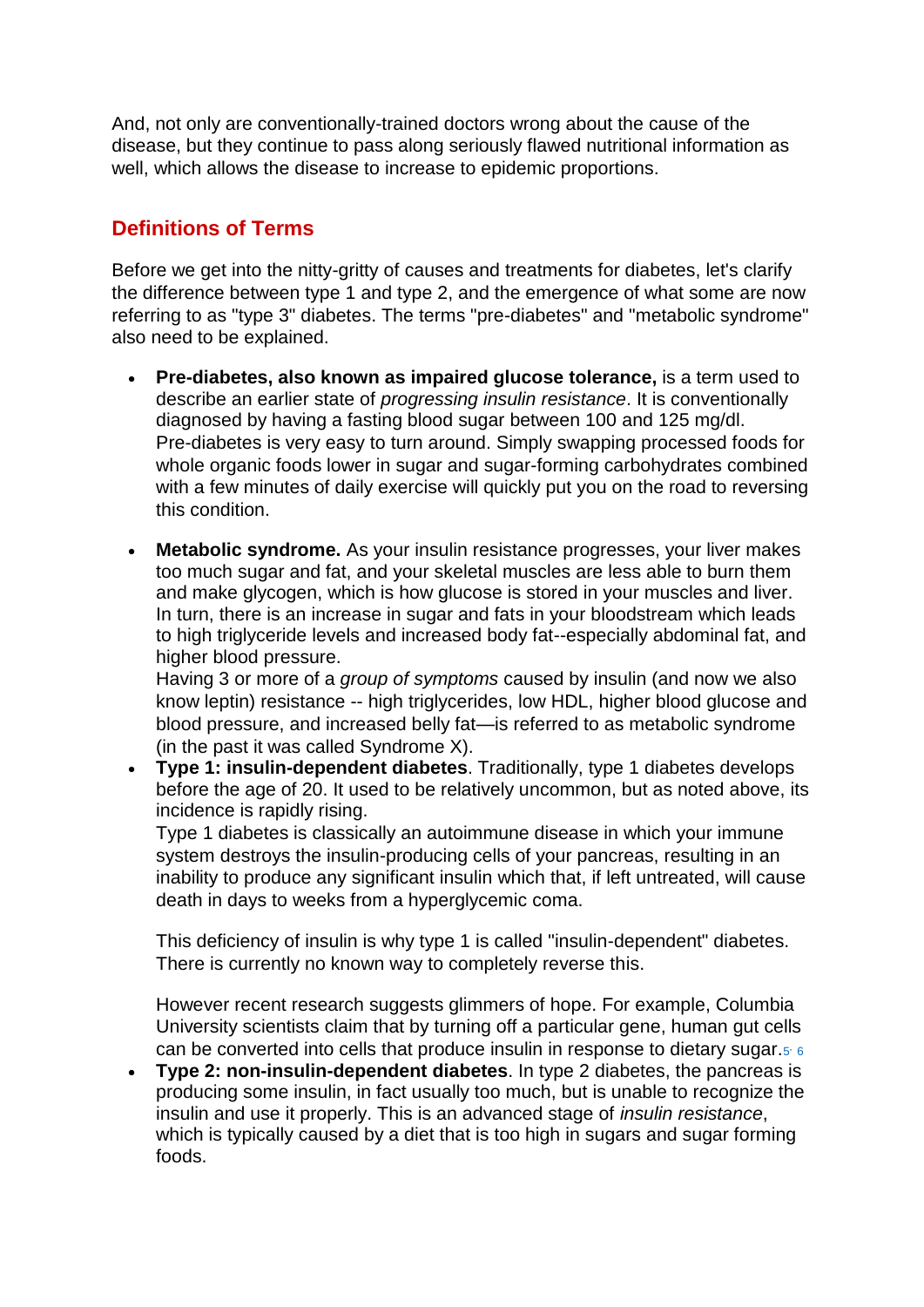And, not only are conventionally-trained doctors wrong about the cause of the disease, but they continue to pass along seriously flawed nutritional information as well, which allows the disease to increase to epidemic proportions.

## Definitions of Terms

Before we get into the nitty-gritty of causes and treatments for diabetes, let's clarify the difference between type 1 and type 2, and the emergence of what some are now referring to as "type 3" diabetes. The terms "pre-diabetes" and "metabolic syndrome" also need to be explained.

- **Pre-diabetes, also known as impaired glucose tolerance,** is a term used to describe an earlier state of *progressing insulin resistance*. It is conventionally diagnosed by having a fasting blood sugar between 100 and 125 mg/dl. Pre-diabetes is very easy to turn around. Simply swapping processed foods for whole organic foods lower in sugar and sugar-forming carbohydrates combined with a few minutes of daily exercise will quickly put you on the road to reversing this condition.

- **Metabolic syndrome.** As your insulin resistance progresses, your liver makes too much sugar and fat, and your skeletal muscles are less able to burn them and make glycogen, which is how glucose is stored in your muscles and liver. In turn, there is an increase in sugar and fats in your bloodstream which leads to high triglyceride levels and increased body fat--especially abdominal fat, and higher blood pressure.
  Having 3 or more of a *group of symptoms* caused by insulin (and now we also know leptin) resistance -- high triglycerides, low HDL, higher blood glucose and blood pressure, and increased belly fat—is referred to as metabolic syndrome (in the past it was called Syndrome X).
- **Type 1: insulin-dependent diabetes**. Traditionally, type 1 diabetes develops before the age of 20. It used to be relatively uncommon, but as noted above, its incidence is rapidly rising.
  Type 1 diabetes is classically an autoimmune disease in which your immune system destroys the insulin-producing cells of your pancreas, resulting in an inability to produce any significant insulin which that, if left untreated, will cause death in days to weeks from a hyperglycemic coma.

  This deficiency of insulin is why type 1 is called "insulin-dependent" diabetes. There is currently no known way to completely reverse this.

  However recent research suggests glimmers of hope. For example, Columbia University scientists claim that by turning off a particular gene, human gut cells can be converted into cells that produce insulin in response to dietary sugar.[5, 6]
- **Type 2: non-insulin-dependent diabetes**. In type 2 diabetes, the pancreas is producing some insulin, in fact usually too much, but is unable to recognize the insulin and use it properly. This is an advanced stage of *insulin resistance*, which is typically caused by a diet that is too high in sugars and sugar forming foods.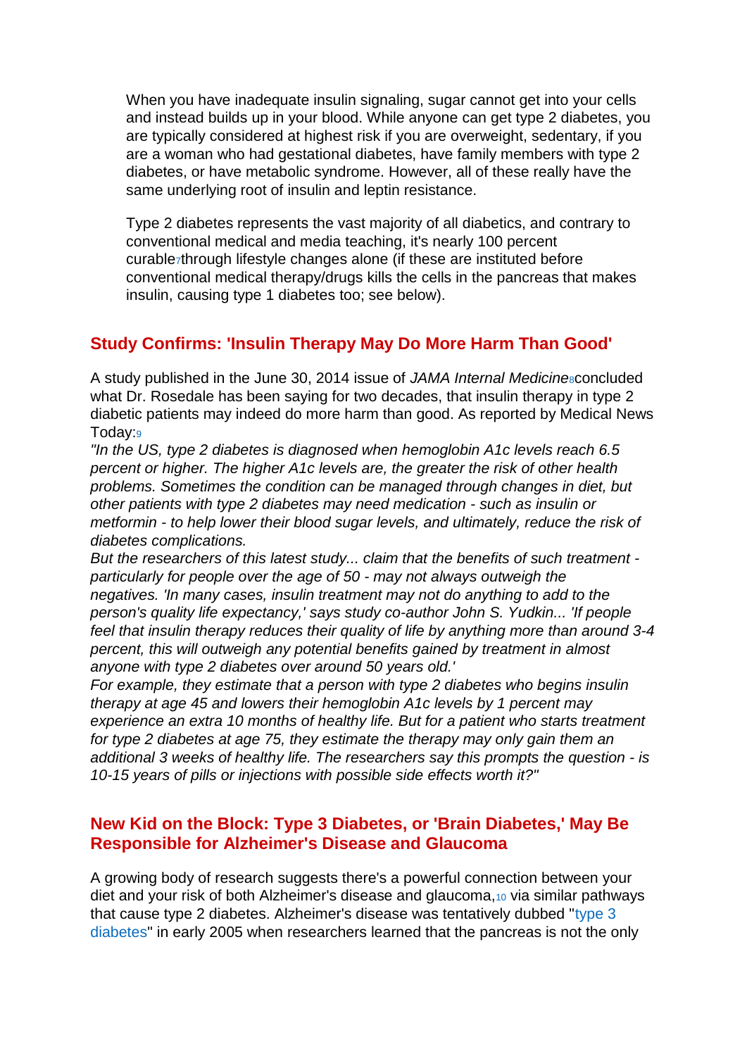When you have inadequate insulin signaling, sugar cannot get into your cells and instead builds up in your blood. While anyone can get type 2 diabetes, you are typically considered at highest risk if you are overweight, sedentary, if you are a woman who had gestational diabetes, have family members with type 2 diabetes, or have metabolic syndrome. However, all of these really have the same underlying root of insulin and leptin resistance.

Type 2 diabetes represents the vast majority of all diabetics, and contrary to conventional medical and media teaching, it's nearly 100 percent curable[7] through lifestyle changes alone (if these are instituted before conventional medical therapy/drugs kills the cells in the pancreas that makes insulin, causing type 1 diabetes too; see below).

## Study Confirms: 'Insulin Therapy May Do More Harm Than Good'

A study published in the June 30, 2014 issue of *JAMA Internal Medicine*[8] concluded what Dr. Rosedale has been saying for two decades, that insulin therapy in type 2 diabetic patients may indeed do more harm than good. As reported by Medical News Today:[9]

*"In the US, type 2 diabetes is diagnosed when hemoglobin A1c levels reach 6.5 percent or higher. The higher A1c levels are, the greater the risk of other health problems. Sometimes the condition can be managed through changes in diet, but other patients with type 2 diabetes may need medication - such as insulin or metformin - to help lower their blood sugar levels, and ultimately, reduce the risk of diabetes complications.*

*But the researchers of this latest study... claim that the benefits of such treatment - particularly for people over the age of 50 - may not always outweigh the negatives. 'In many cases, insulin treatment may not do anything to add to the person's quality life expectancy,' says study co-author John S. Yudkin... 'If people feel that insulin therapy reduces their quality of life by anything more than around 3-4 percent, this will outweigh any potential benefits gained by treatment in almost anyone with type 2 diabetes over around 50 years old.'*

*For example, they estimate that a person with type 2 diabetes who begins insulin therapy at age 45 and lowers their hemoglobin A1c levels by 1 percent may experience an extra 10 months of healthy life. But for a patient who starts treatment for type 2 diabetes at age 75, they estimate the therapy may only gain them an additional 3 weeks of healthy life. The researchers say this prompts the question - is 10-15 years of pills or injections with possible side effects worth it?"*

## New Kid on the Block: Type 3 Diabetes, or 'Brain Diabetes,' May Be Responsible for Alzheimer's Disease and Glaucoma

A growing body of research suggests there's a powerful connection between your diet and your risk of both Alzheimer's disease and glaucoma,[10] via similar pathways that cause type 2 diabetes. Alzheimer's disease was tentatively dubbed "type 3 diabetes" in early 2005 when researchers learned that the pancreas is not the only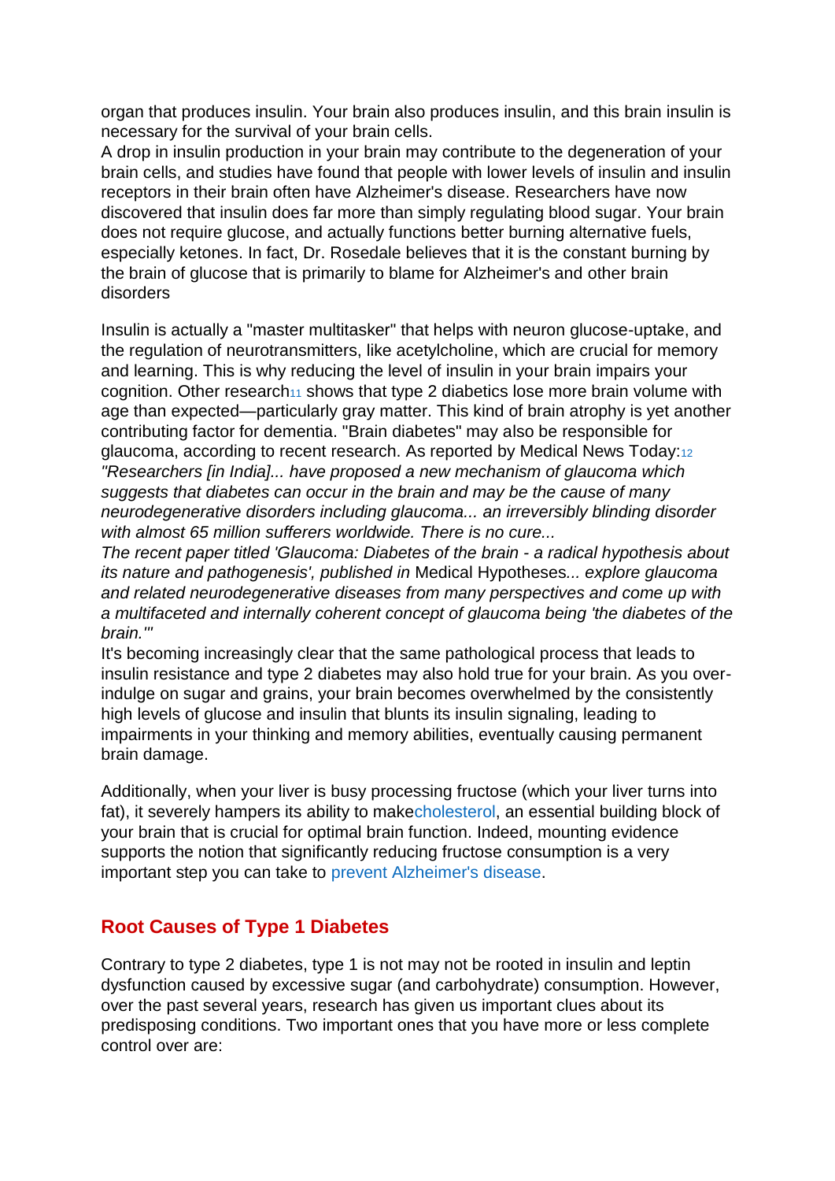organ that produces insulin. Your brain also produces insulin, and this brain insulin is necessary for the survival of your brain cells.
A drop in insulin production in your brain may contribute to the degeneration of your brain cells, and studies have found that people with lower levels of insulin and insulin receptors in their brain often have Alzheimer's disease. Researchers have now discovered that insulin does far more than simply regulating blood sugar. Your brain does not require glucose, and actually functions better burning alternative fuels, especially ketones. In fact, Dr. Rosedale believes that it is the constant burning by the brain of glucose that is primarily to blame for Alzheimer's and other brain disorders

Insulin is actually a "master multitasker" that helps with neuron glucose-uptake, and the regulation of neurotransmitters, like acetylcholine, which are crucial for memory and learning. This is why reducing the level of insulin in your brain impairs your cognition. Other research[11] shows that type 2 diabetics lose more brain volume with age than expected—particularly gray matter. This kind of brain atrophy is yet another contributing factor for dementia. "Brain diabetes" may also be responsible for glaucoma, according to recent research. As reported by Medical News Today:[12]
*"Researchers [in India]... have proposed a new mechanism of glaucoma which suggests that diabetes can occur in the brain and may be the cause of many neurodegenerative disorders including glaucoma... an irreversibly blinding disorder with almost 65 million sufferers worldwide. There is no cure...*
*The recent paper titled 'Glaucoma: Diabetes of the brain - a radical hypothesis about its nature and pathogenesis', published in* Medical Hypotheses*... explore glaucoma and related neurodegenerative diseases from many perspectives and come up with a multifaceted and internally coherent concept of glaucoma being 'the diabetes of the brain.'"*
It's becoming increasingly clear that the same pathological process that leads to insulin resistance and type 2 diabetes may also hold true for your brain. As you over-indulge on sugar and grains, your brain becomes overwhelmed by the consistently high levels of glucose and insulin that blunts its insulin signaling, leading to impairments in your thinking and memory abilities, eventually causing permanent brain damage.

Additionally, when your liver is busy processing fructose (which your liver turns into fat), it severely hampers its ability to makecholesterol, an essential building block of your brain that is crucial for optimal brain function. Indeed, mounting evidence supports the notion that significantly reducing fructose consumption is a very important step you can take to prevent Alzheimer's disease.

## Root Causes of Type 1 Diabetes

Contrary to type 2 diabetes, type 1 is not may not be rooted in insulin and leptin dysfunction caused by excessive sugar (and carbohydrate) consumption. However, over the past several years, research has given us important clues about its predisposing conditions. Two important ones that you have more or less complete control over are: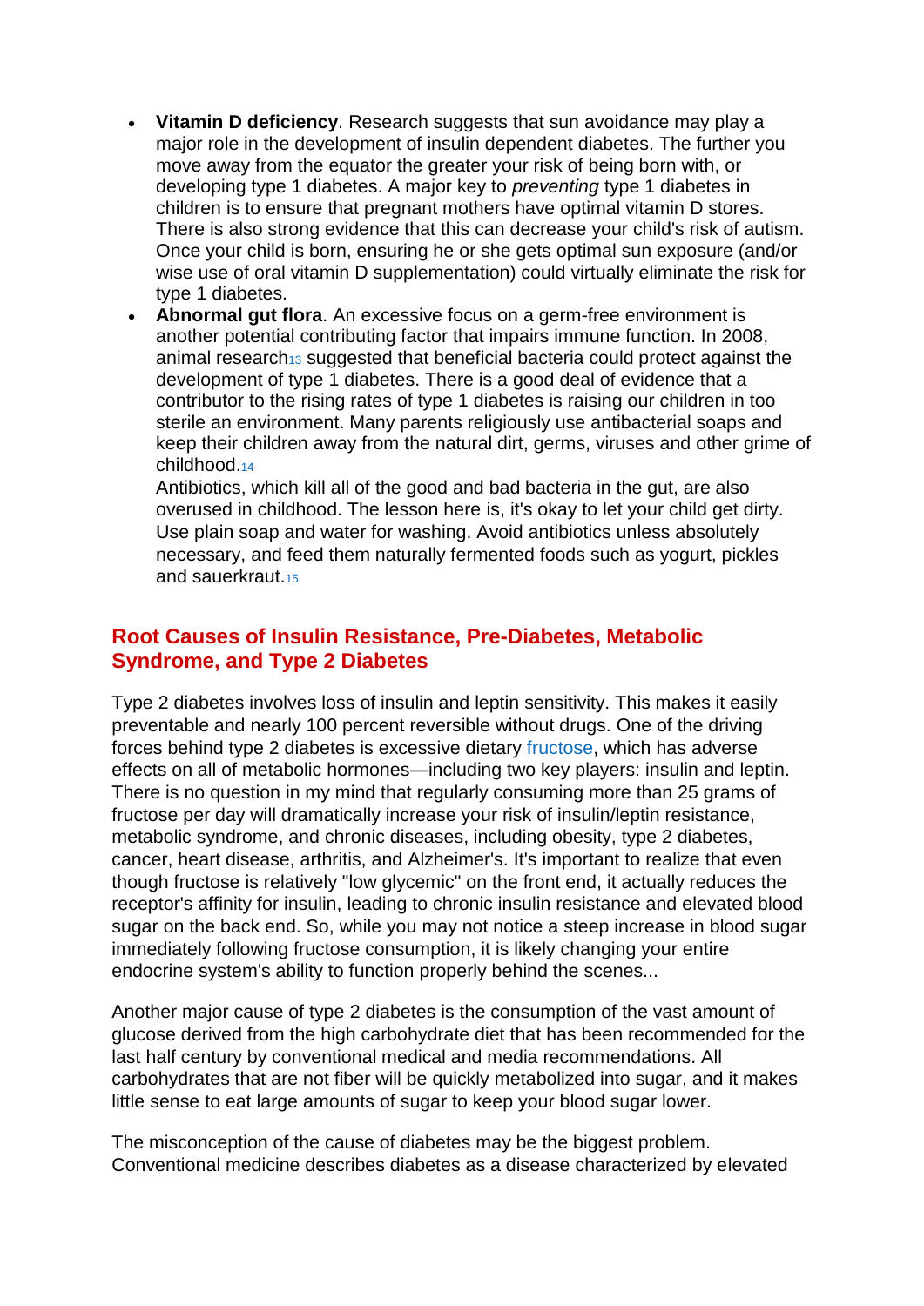- **Vitamin D deficiency**. Research suggests that sun avoidance may play a major role in the development of insulin dependent diabetes. The further you move away from the equator the greater your risk of being born with, or developing type 1 diabetes. A major key to *preventing* type 1 diabetes in children is to ensure that pregnant mothers have optimal vitamin D stores. There is also strong evidence that this can decrease your child's risk of autism. Once your child is born, ensuring he or she gets optimal sun exposure (and/or wise use of oral vitamin D supplementation) could virtually eliminate the risk for type 1 diabetes.
- **Abnormal gut flora**. An excessive focus on a germ-free environment is another potential contributing factor that impairs immune function. In 2008, animal research[13] suggested that beneficial bacteria could protect against the development of type 1 diabetes. There is a good deal of evidence that a contributor to the rising rates of type 1 diabetes is raising our children in too sterile an environment. Many parents religiously use antibacterial soaps and keep their children away from the natural dirt, germs, viruses and other grime of childhood.[14]
  Antibiotics, which kill all of the good and bad bacteria in the gut, are also overused in childhood. The lesson here is, it's okay to let your child get dirty. Use plain soap and water for washing. Avoid antibiotics unless absolutely necessary, and feed them naturally fermented foods such as yogurt, pickles and sauerkraut.[15]

## Root Causes of Insulin Resistance, Pre-Diabetes, Metabolic Syndrome, and Type 2 Diabetes

Type 2 diabetes involves loss of insulin and leptin sensitivity. This makes it easily preventable and nearly 100 percent reversible without drugs. One of the driving forces behind type 2 diabetes is excessive dietary fructose, which has adverse effects on all of metabolic hormones—including two key players: insulin and leptin. There is no question in my mind that regularly consuming more than 25 grams of fructose per day will dramatically increase your risk of insulin/leptin resistance, metabolic syndrome, and chronic diseases, including obesity, type 2 diabetes, cancer, heart disease, arthritis, and Alzheimer's. It's important to realize that even though fructose is relatively "low glycemic" on the front end, it actually reduces the receptor's affinity for insulin, leading to chronic insulin resistance and elevated blood sugar on the back end. So, while you may not notice a steep increase in blood sugar immediately following fructose consumption, it is likely changing your entire endocrine system's ability to function properly behind the scenes...

Another major cause of type 2 diabetes is the consumption of the vast amount of glucose derived from the high carbohydrate diet that has been recommended for the last half century by conventional medical and media recommendations. All carbohydrates that are not fiber will be quickly metabolized into sugar, and it makes little sense to eat large amounts of sugar to keep your blood sugar lower.

The misconception of the cause of diabetes may be the biggest problem. Conventional medicine describes diabetes as a disease characterized by elevated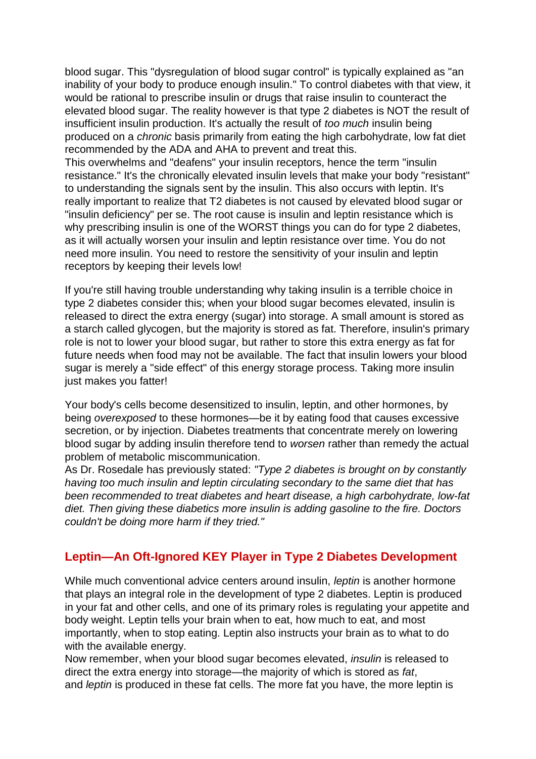blood sugar. This "dysregulation of blood sugar control" is typically explained as "an inability of your body to produce enough insulin." To control diabetes with that view, it would be rational to prescribe insulin or drugs that raise insulin to counteract the elevated blood sugar. The reality however is that type 2 diabetes is NOT the result of insufficient insulin production. It's actually the result of *too much* insulin being produced on a *chronic* basis primarily from eating the high carbohydrate, low fat diet recommended by the ADA and AHA to prevent and treat this.

This overwhelms and "deafens" your insulin receptors, hence the term "insulin resistance." It's the chronically elevated insulin levels that make your body "resistant" to understanding the signals sent by the insulin. This also occurs with leptin. It's really important to realize that T2 diabetes is not caused by elevated blood sugar or "insulin deficiency" per se. The root cause is insulin and leptin resistance which is why prescribing insulin is one of the WORST things you can do for type 2 diabetes, as it will actually worsen your insulin and leptin resistance over time. You do not need more insulin. You need to restore the sensitivity of your insulin and leptin receptors by keeping their levels low!

If you're still having trouble understanding why taking insulin is a terrible choice in type 2 diabetes consider this; when your blood sugar becomes elevated, insulin is released to direct the extra energy (sugar) into storage. A small amount is stored as a starch called glycogen, but the majority is stored as fat. Therefore, insulin's primary role is not to lower your blood sugar, but rather to store this extra energy as fat for future needs when food may not be available. The fact that insulin lowers your blood sugar is merely a "side effect" of this energy storage process. Taking more insulin just makes you fatter!

Your body's cells become desensitized to insulin, leptin, and other hormones, by being *overexposed* to these hormones—be it by eating food that causes excessive secretion, or by injection. Diabetes treatments that concentrate merely on lowering blood sugar by adding insulin therefore tend to *worsen* rather than remedy the actual problem of metabolic miscommunication.

As Dr. Rosedale has previously stated: *"Type 2 diabetes is brought on by constantly having too much insulin and leptin circulating secondary to the same diet that has been recommended to treat diabetes and heart disease, a high carbohydrate, low-fat diet. Then giving these diabetics more insulin is adding gasoline to the fire. Doctors couldn't be doing more harm if they tried."*

## Leptin—An Oft-Ignored KEY Player in Type 2 Diabetes Development

While much conventional advice centers around insulin, *leptin* is another hormone that plays an integral role in the development of type 2 diabetes. Leptin is produced in your fat and other cells, and one of its primary roles is regulating your appetite and body weight. Leptin tells your brain when to eat, how much to eat, and most importantly, when to stop eating. Leptin also instructs your brain as to what to do with the available energy.

Now remember, when your blood sugar becomes elevated, *insulin* is released to direct the extra energy into storage—the majority of which is stored as *fat*, and *leptin* is produced in these fat cells. The more fat you have, the more leptin is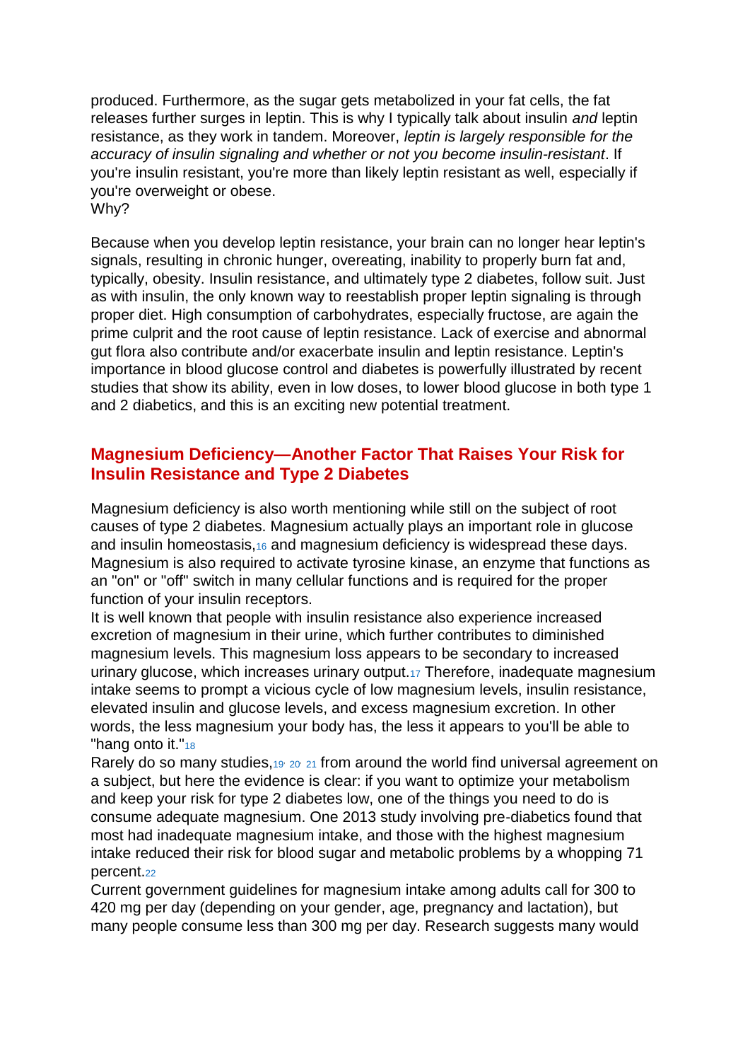produced. Furthermore, as the sugar gets metabolized in your fat cells, the fat releases further surges in leptin. This is why I typically talk about insulin *and* leptin resistance, as they work in tandem. Moreover, *leptin is largely responsible for the accuracy of insulin signaling and whether or not you become insulin-resistant*. If you're insulin resistant, you're more than likely leptin resistant as well, especially if you're overweight or obese.
Why?

Because when you develop leptin resistance, your brain can no longer hear leptin's signals, resulting in chronic hunger, overeating, inability to properly burn fat and, typically, obesity. Insulin resistance, and ultimately type 2 diabetes, follow suit. Just as with insulin, the only known way to reestablish proper leptin signaling is through proper diet. High consumption of carbohydrates, especially fructose, are again the prime culprit and the root cause of leptin resistance. Lack of exercise and abnormal gut flora also contribute and/or exacerbate insulin and leptin resistance. Leptin's importance in blood glucose control and diabetes is powerfully illustrated by recent studies that show its ability, even in low doses, to lower blood glucose in both type 1 and 2 diabetics, and this is an exciting new potential treatment.

## Magnesium Deficiency—Another Factor That Raises Your Risk for Insulin Resistance and Type 2 Diabetes

Magnesium deficiency is also worth mentioning while still on the subject of root causes of type 2 diabetes. Magnesium actually plays an important role in glucose and insulin homeostasis,[16] and magnesium deficiency is widespread these days. Magnesium is also required to activate tyrosine kinase, an enzyme that functions as an "on" or "off" switch in many cellular functions and is required for the proper function of your insulin receptors.

It is well known that people with insulin resistance also experience increased excretion of magnesium in their urine, which further contributes to diminished magnesium levels. This magnesium loss appears to be secondary to increased urinary glucose, which increases urinary output.[17] Therefore, inadequate magnesium intake seems to prompt a vicious cycle of low magnesium levels, insulin resistance, elevated insulin and glucose levels, and excess magnesium excretion. In other words, the less magnesium your body has, the less it appears to you'll be able to "hang onto it."[18]

Rarely do so many studies,[19, 20, 21] from around the world find universal agreement on a subject, but here the evidence is clear: if you want to optimize your metabolism and keep your risk for type 2 diabetes low, one of the things you need to do is consume adequate magnesium. One 2013 study involving pre-diabetics found that most had inadequate magnesium intake, and those with the highest magnesium intake reduced their risk for blood sugar and metabolic problems by a whopping 71 percent.[22]

Current government guidelines for magnesium intake among adults call for 300 to 420 mg per day (depending on your gender, age, pregnancy and lactation), but many people consume less than 300 mg per day. Research suggests many would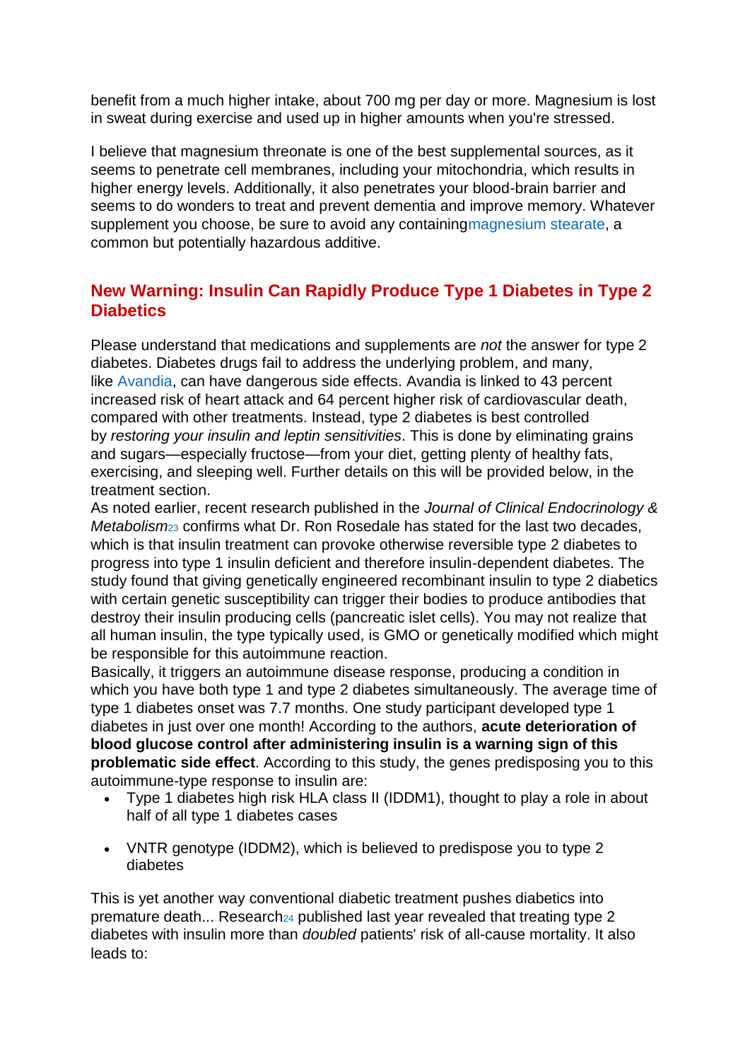benefit from a much higher intake, about 700 mg per day or more. Magnesium is lost in sweat during exercise and used up in higher amounts when you're stressed.

I believe that magnesium threonate is one of the best supplemental sources, as it seems to penetrate cell membranes, including your mitochondria, which results in higher energy levels. Additionally, it also penetrates your blood-brain barrier and seems to do wonders to treat and prevent dementia and improve memory. Whatever supplement you choose, be sure to avoid any containingmagnesium stearate, a common but potentially hazardous additive.

## New Warning: Insulin Can Rapidly Produce Type 1 Diabetes in Type 2 Diabetics

Please understand that medications and supplements are *not* the answer for type 2 diabetes. Diabetes drugs fail to address the underlying problem, and many, like Avandia, can have dangerous side effects. Avandia is linked to 43 percent increased risk of heart attack and 64 percent higher risk of cardiovascular death, compared with other treatments. Instead, type 2 diabetes is best controlled by *restoring your insulin and leptin sensitivities*. This is done by eliminating grains and sugars—especially fructose—from your diet, getting plenty of healthy fats, exercising, and sleeping well. Further details on this will be provided below, in the treatment section.

As noted earlier, recent research published in the *Journal of Clinical Endocrinology & Metabolism*[23] confirms what Dr. Ron Rosedale has stated for the last two decades, which is that insulin treatment can provoke otherwise reversible type 2 diabetes to progress into type 1 insulin deficient and therefore insulin-dependent diabetes. The study found that giving genetically engineered recombinant insulin to type 2 diabetics with certain genetic susceptibility can trigger their bodies to produce antibodies that destroy their insulin producing cells (pancreatic islet cells). You may not realize that all human insulin, the type typically used, is GMO or genetically modified which might be responsible for this autoimmune reaction.

Basically, it triggers an autoimmune disease response, producing a condition in which you have both type 1 and type 2 diabetes simultaneously. The average time of type 1 diabetes onset was 7.7 months. One study participant developed type 1 diabetes in just over one month! According to the authors, **acute deterioration of blood glucose control after administering insulin is a warning sign of this problematic side effect**. According to this study, the genes predisposing you to this autoimmune-type response to insulin are:

- Type 1 diabetes high risk HLA class II (IDDM1), thought to play a role in about half of all type 1 diabetes cases
- VNTR genotype (IDDM2), which is believed to predispose you to type 2 diabetes

This is yet another way conventional diabetic treatment pushes diabetics into premature death... Research[24] published last year revealed that treating type 2 diabetes with insulin more than *doubled* patients' risk of all-cause mortality. It also leads to: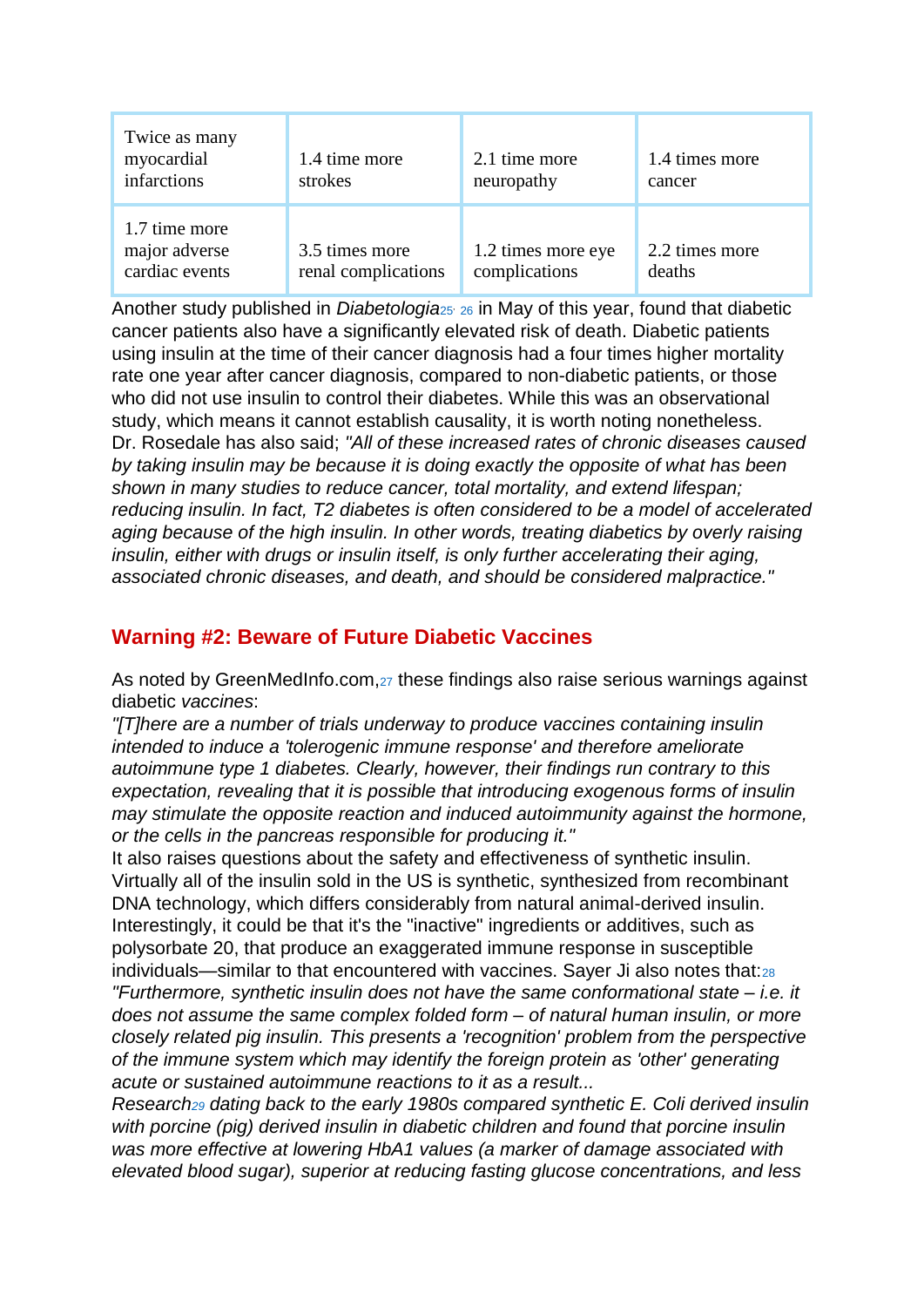| Twice as many myocardial infarctions | 1.4 time more strokes | 2.1 time more neuropathy | 1.4 times more cancer |
|---|---|---|---|
| 1.7 time more major adverse cardiac events | 3.5 times more renal complications | 1.2 times more eye complications | 2.2 times more deaths |

Another study published in *Diabetologia*[25, 26] in May of this year, found that diabetic cancer patients also have a significantly elevated risk of death. Diabetic patients using insulin at the time of their cancer diagnosis had a four times higher mortality rate one year after cancer diagnosis, compared to non-diabetic patients, or those who did not use insulin to control their diabetes. While this was an observational study, which means it cannot establish causality, it is worth noting nonetheless.
Dr. Rosedale has also said; *"All of these increased rates of chronic diseases caused by taking insulin may be because it is doing exactly the opposite of what has been shown in many studies to reduce cancer, total mortality, and extend lifespan; reducing insulin. In fact, T2 diabetes is often considered to be a model of accelerated aging because of the high insulin. In other words, treating diabetics by overly raising insulin, either with drugs or insulin itself, is only further accelerating their aging, associated chronic diseases, and death, and should be considered malpractice."*

## Warning #2: Beware of Future Diabetic Vaccines

As noted by GreenMedInfo.com,[27] these findings also raise serious warnings against diabetic *vaccines*:
*"[T]here are a number of trials underway to produce vaccines containing insulin intended to induce a 'tolerogenic immune response' and therefore ameliorate autoimmune type 1 diabetes. Clearly, however, their findings run contrary to this expectation, revealing that it is possible that introducing exogenous forms of insulin may stimulate the opposite reaction and induced autoimmunity against the hormone, or the cells in the pancreas responsible for producing it."*
It also raises questions about the safety and effectiveness of synthetic insulin. Virtually all of the insulin sold in the US is synthetic, synthesized from recombinant DNA technology, which differs considerably from natural animal-derived insulin. Interestingly, it could be that it's the "inactive" ingredients or additives, such as polysorbate 20, that produce an exaggerated immune response in susceptible individuals—similar to that encountered with vaccines. Sayer Ji also notes that:[28]
*"Furthermore, synthetic insulin does not have the same conformational state – i.e. it does not assume the same complex folded form – of natural human insulin, or more closely related pig insulin. This presents a 'recognition' problem from the perspective of the immune system which may identify the foreign protein as 'other' generating acute or sustained autoimmune reactions to it as a result...*
*Research[29] dating back to the early 1980s compared synthetic E. Coli derived insulin with porcine (pig) derived insulin in diabetic children and found that porcine insulin was more effective at lowering HbA1 values (a marker of damage associated with elevated blood sugar), superior at reducing fasting glucose concentrations, and less*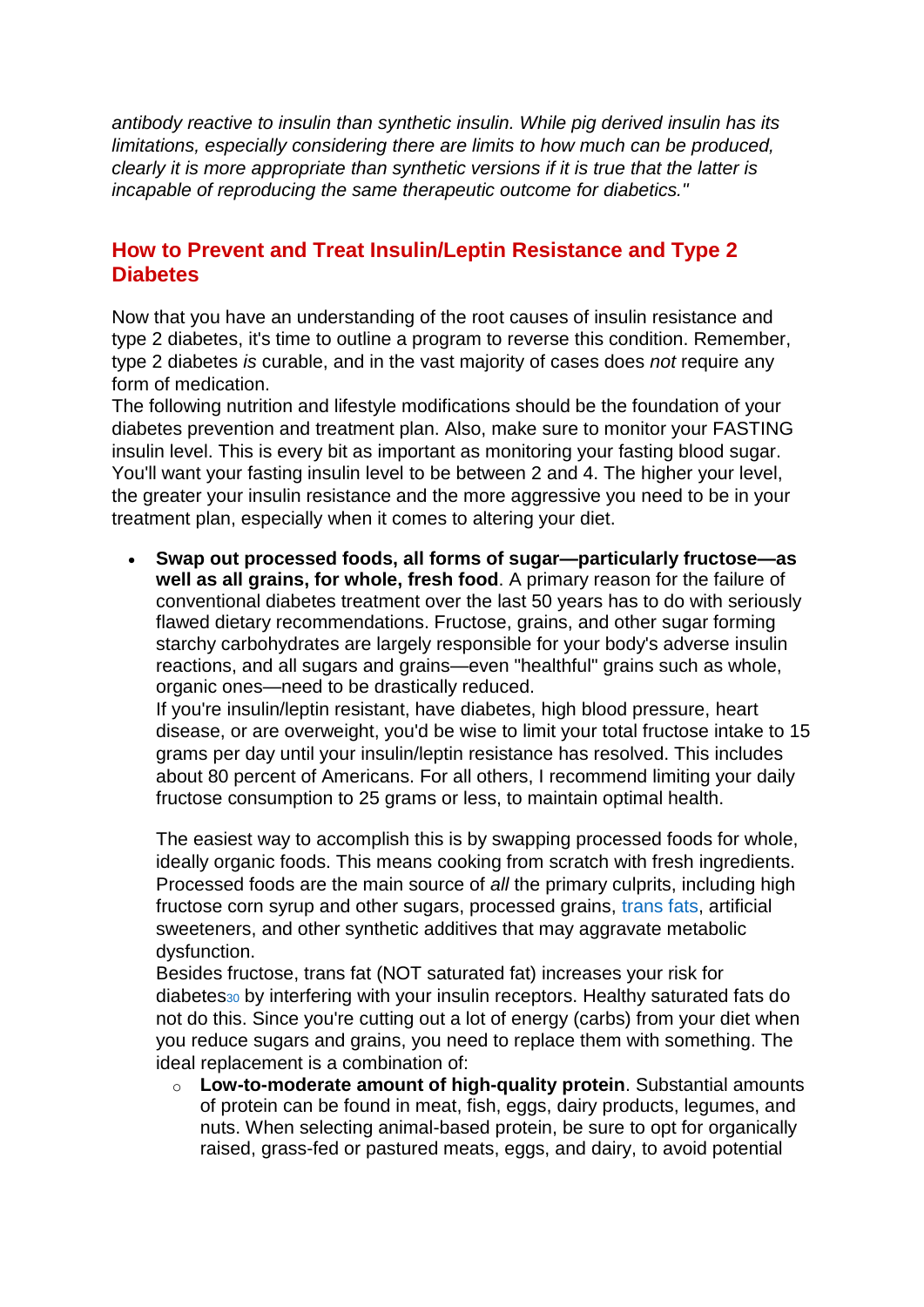*antibody reactive to insulin than synthetic insulin. While pig derived insulin has its limitations, especially considering there are limits to how much can be produced, clearly it is more appropriate than synthetic versions if it is true that the latter is incapable of reproducing the same therapeutic outcome for diabetics."*

## How to Prevent and Treat Insulin/Leptin Resistance and Type 2 Diabetes

Now that you have an understanding of the root causes of insulin resistance and type 2 diabetes, it's time to outline a program to reverse this condition. Remember, type 2 diabetes *is* curable, and in the vast majority of cases does *not* require any form of medication.
The following nutrition and lifestyle modifications should be the foundation of your diabetes prevention and treatment plan. Also, make sure to monitor your FASTING insulin level. This is every bit as important as monitoring your fasting blood sugar. You'll want your fasting insulin level to be between 2 and 4. The higher your level, the greater your insulin resistance and the more aggressive you need to be in your treatment plan, especially when it comes to altering your diet.

- **Swap out processed foods, all forms of sugar—particularly fructose—as well as all grains, for whole, fresh food**. A primary reason for the failure of conventional diabetes treatment over the last 50 years has to do with seriously flawed dietary recommendations. Fructose, grains, and other sugar forming starchy carbohydrates are largely responsible for your body's adverse insulin reactions, and all sugars and grains—even "healthful" grains such as whole, organic ones—need to be drastically reduced.
  If you're insulin/leptin resistant, have diabetes, high blood pressure, heart disease, or are overweight, you'd be wise to limit your total fructose intake to 15 grams per day until your insulin/leptin resistance has resolved. This includes about 80 percent of Americans. For all others, I recommend limiting your daily fructose consumption to 25 grams or less, to maintain optimal health.

  The easiest way to accomplish this is by swapping processed foods for whole, ideally organic foods. This means cooking from scratch with fresh ingredients. Processed foods are the main source of *all* the primary culprits, including high fructose corn syrup and other sugars, processed grains, trans fats, artificial sweeteners, and other synthetic additives that may aggravate metabolic dysfunction.
  Besides fructose, trans fat (NOT saturated fat) increases your risk for diabetes[30] by interfering with your insulin receptors. Healthy saturated fats do not do this. Since you're cutting out a lot of energy (carbs) from your diet when you reduce sugars and grains, you need to replace them with something. The ideal replacement is a combination of:
  - **Low-to-moderate amount of high-quality protein**. Substantial amounts of protein can be found in meat, fish, eggs, dairy products, legumes, and nuts. When selecting animal-based protein, be sure to opt for organically raised, grass-fed or pastured meats, eggs, and dairy, to avoid potential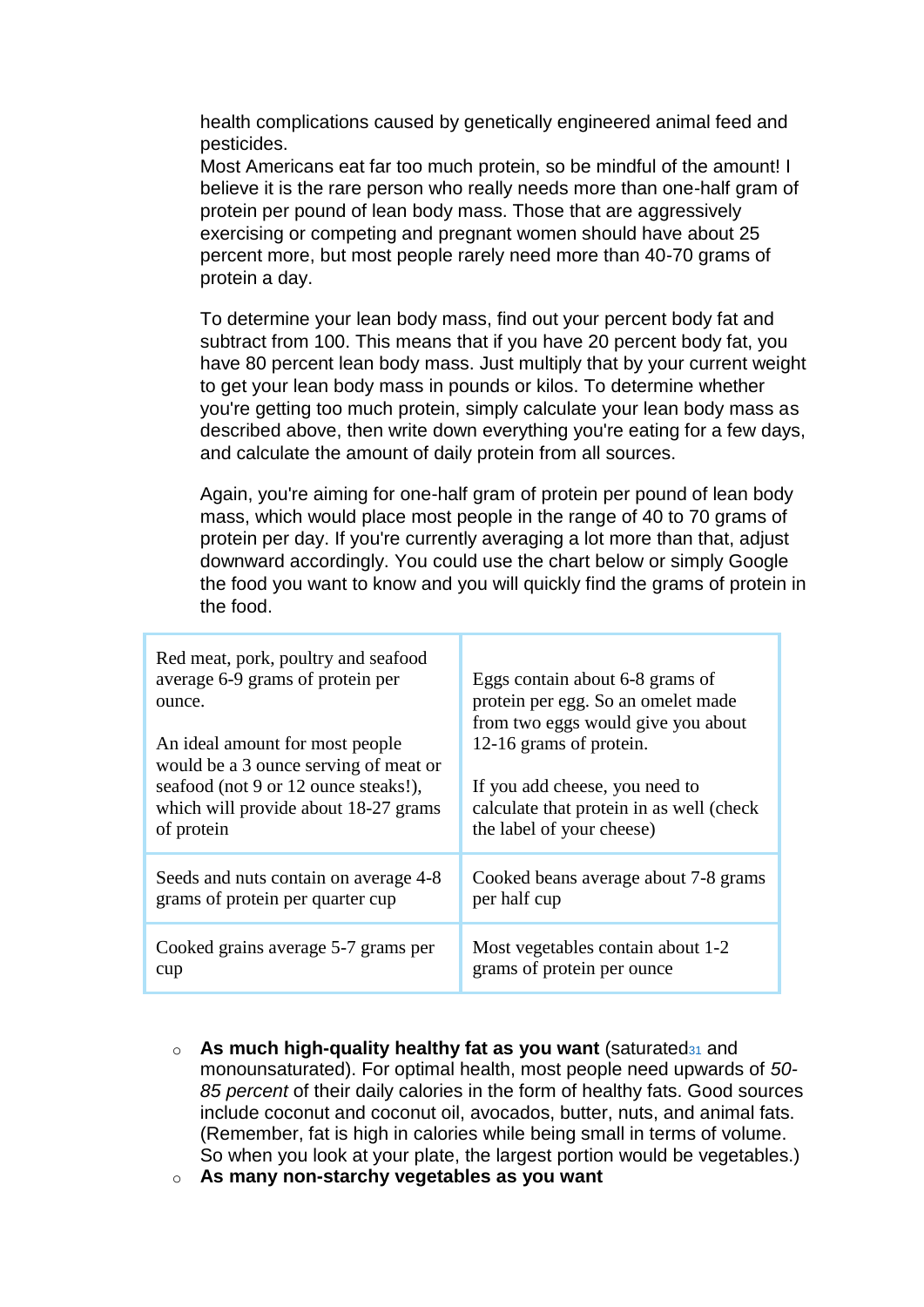health complications caused by genetically engineered animal feed and pesticides.
Most Americans eat far too much protein, so be mindful of the amount! I believe it is the rare person who really needs more than one-half gram of protein per pound of lean body mass. Those that are aggressively exercising or competing and pregnant women should have about 25 percent more, but most people rarely need more than 40-70 grams of protein a day.

To determine your lean body mass, find out your percent body fat and subtract from 100. This means that if you have 20 percent body fat, you have 80 percent lean body mass. Just multiply that by your current weight to get your lean body mass in pounds or kilos. To determine whether you're getting too much protein, simply calculate your lean body mass as described above, then write down everything you're eating for a few days, and calculate the amount of daily protein from all sources.

Again, you're aiming for one-half gram of protein per pound of lean body mass, which would place most people in the range of 40 to 70 grams of protein per day. If you're currently averaging a lot more than that, adjust downward accordingly. You could use the chart below or simply Google the food you want to know and you will quickly find the grams of protein in the food.

| | |
|---|---|
| Red meat, pork, poultry and seafood average 6-9 grams of protein per ounce.<br><br>An ideal amount for most people would be a 3 ounce serving of meat or seafood (not 9 or 12 ounce steaks!), which will provide about 18-27 grams of protein | Eggs contain about 6-8 grams of protein per egg. So an omelet made from two eggs would give you about 12-16 grams of protein.<br><br>If you add cheese, you need to calculate that protein in as well (check the label of your cheese) |
| Seeds and nuts contain on average 4-8 grams of protein per quarter cup | Cooked beans average about 7-8 grams per half cup |
| Cooked grains average 5-7 grams per cup | Most vegetables contain about 1-2 grams of protein per ounce |

- **As much high-quality healthy fat as you want** (saturated[31] and monounsaturated). For optimal health, most people need upwards of *50-85 percent* of their daily calories in the form of healthy fats. Good sources include coconut and coconut oil, avocados, butter, nuts, and animal fats. (Remember, fat is high in calories while being small in terms of volume. So when you look at your plate, the largest portion would be vegetables.)
- **As many non-starchy vegetables as you want**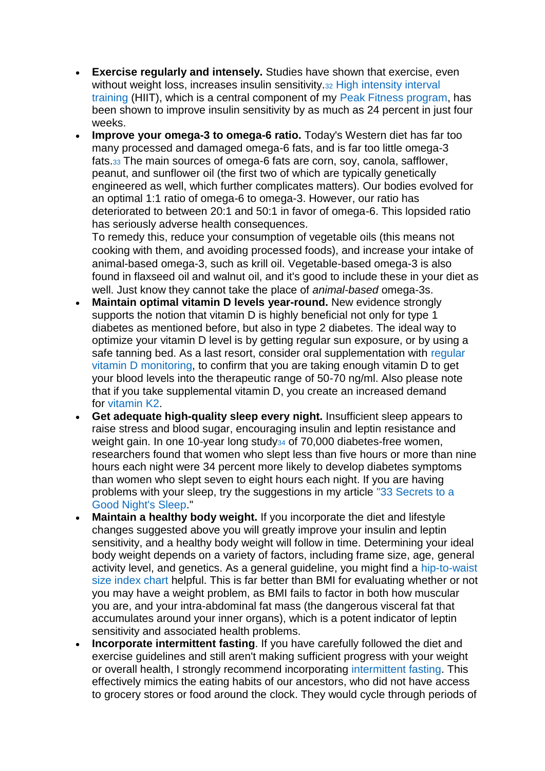- **Exercise regularly and intensely.** Studies have shown that exercise, even without weight loss, increases insulin sensitivity.[32] High intensity interval training (HIIT), which is a central component of my Peak Fitness program, has been shown to improve insulin sensitivity by as much as 24 percent in just four weeks.
- **Improve your omega-3 to omega-6 ratio.** Today's Western diet has far too many processed and damaged omega-6 fats, and is far too little omega-3 fats.[33] The main sources of omega-6 fats are corn, soy, canola, safflower, peanut, and sunflower oil (the first two of which are typically genetically engineered as well, which further complicates matters). Our bodies evolved for an optimal 1:1 ratio of omega-6 to omega-3. However, our ratio has deteriorated to between 20:1 and 50:1 in favor of omega-6. This lopsided ratio has seriously adverse health consequences.
  To remedy this, reduce your consumption of vegetable oils (this means not cooking with them, and avoiding processed foods), and increase your intake of animal-based omega-3, such as krill oil. Vegetable-based omega-3 is also found in flaxseed oil and walnut oil, and it's good to include these in your diet as well. Just know they cannot take the place of *animal-based* omega-3s.
- **Maintain optimal vitamin D levels year-round.** New evidence strongly supports the notion that vitamin D is highly beneficial not only for type 1 diabetes as mentioned before, but also in type 2 diabetes. The ideal way to optimize your vitamin D level is by getting regular sun exposure, or by using a safe tanning bed. As a last resort, consider oral supplementation with regular vitamin D monitoring, to confirm that you are taking enough vitamin D to get your blood levels into the therapeutic range of 50-70 ng/ml. Also please note that if you take supplemental vitamin D, you create an increased demand for vitamin K2.
- **Get adequate high-quality sleep every night.** Insufficient sleep appears to raise stress and blood sugar, encouraging insulin and leptin resistance and weight gain. In one 10-year long study[34] of 70,000 diabetes-free women, researchers found that women who slept less than five hours or more than nine hours each night were 34 percent more likely to develop diabetes symptoms than women who slept seven to eight hours each night. If you are having problems with your sleep, try the suggestions in my article "33 Secrets to a Good Night's Sleep."
- **Maintain a healthy body weight.** If you incorporate the diet and lifestyle changes suggested above you will greatly improve your insulin and leptin sensitivity, and a healthy body weight will follow in time. Determining your ideal body weight depends on a variety of factors, including frame size, age, general activity level, and genetics. As a general guideline, you might find a hip-to-waist size index chart helpful. This is far better than BMI for evaluating whether or not you may have a weight problem, as BMI fails to factor in both how muscular you are, and your intra-abdominal fat mass (the dangerous visceral fat that accumulates around your inner organs), which is a potent indicator of leptin sensitivity and associated health problems.
- **Incorporate intermittent fasting**. If you have carefully followed the diet and exercise guidelines and still aren't making sufficient progress with your weight or overall health, I strongly recommend incorporating intermittent fasting. This effectively mimics the eating habits of our ancestors, who did not have access to grocery stores or food around the clock. They would cycle through periods of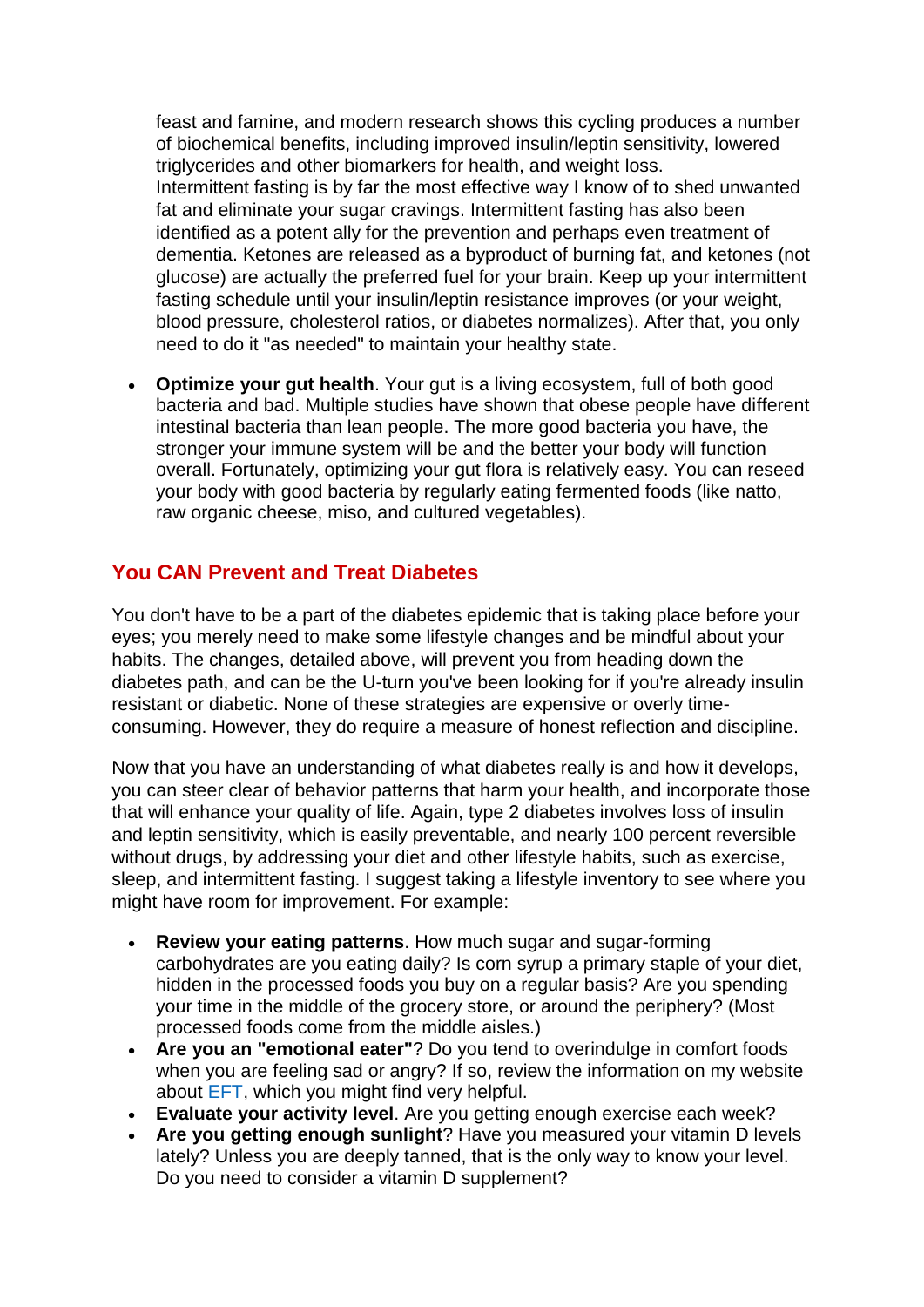feast and famine, and modern research shows this cycling produces a number of biochemical benefits, including improved insulin/leptin sensitivity, lowered triglycerides and other biomarkers for health, and weight loss.
Intermittent fasting is by far the most effective way I know of to shed unwanted fat and eliminate your sugar cravings. Intermittent fasting has also been identified as a potent ally for the prevention and perhaps even treatment of dementia. Ketones are released as a byproduct of burning fat, and ketones (not glucose) are actually the preferred fuel for your brain. Keep up your intermittent fasting schedule until your insulin/leptin resistance improves (or your weight, blood pressure, cholesterol ratios, or diabetes normalizes). After that, you only need to do it "as needed" to maintain your healthy state.

- **Optimize your gut health**. Your gut is a living ecosystem, full of both good bacteria and bad. Multiple studies have shown that obese people have different intestinal bacteria than lean people. The more good bacteria you have, the stronger your immune system will be and the better your body will function overall. Fortunately, optimizing your gut flora is relatively easy. You can reseed your body with good bacteria by regularly eating fermented foods (like natto, raw organic cheese, miso, and cultured vegetables).

## You CAN Prevent and Treat Diabetes

You don't have to be a part of the diabetes epidemic that is taking place before your eyes; you merely need to make some lifestyle changes and be mindful about your habits. The changes, detailed above, will prevent you from heading down the diabetes path, and can be the U-turn you've been looking for if you're already insulin resistant or diabetic. None of these strategies are expensive or overly time-consuming. However, they do require a measure of honest reflection and discipline.

Now that you have an understanding of what diabetes really is and how it develops, you can steer clear of behavior patterns that harm your health, and incorporate those that will enhance your quality of life. Again, type 2 diabetes involves loss of insulin and leptin sensitivity, which is easily preventable, and nearly 100 percent reversible without drugs, by addressing your diet and other lifestyle habits, such as exercise, sleep, and intermittent fasting. I suggest taking a lifestyle inventory to see where you might have room for improvement. For example:

- **Review your eating patterns**. How much sugar and sugar-forming carbohydrates are you eating daily? Is corn syrup a primary staple of your diet, hidden in the processed foods you buy on a regular basis? Are you spending your time in the middle of the grocery store, or around the periphery? (Most processed foods come from the middle aisles.)
- **Are you an "emotional eater"**? Do you tend to overindulge in comfort foods when you are feeling sad or angry? If so, review the information on my website about EFT, which you might find very helpful.
- **Evaluate your activity level**. Are you getting enough exercise each week?
- **Are you getting enough sunlight**? Have you measured your vitamin D levels lately? Unless you are deeply tanned, that is the only way to know your level. Do you need to consider a vitamin D supplement?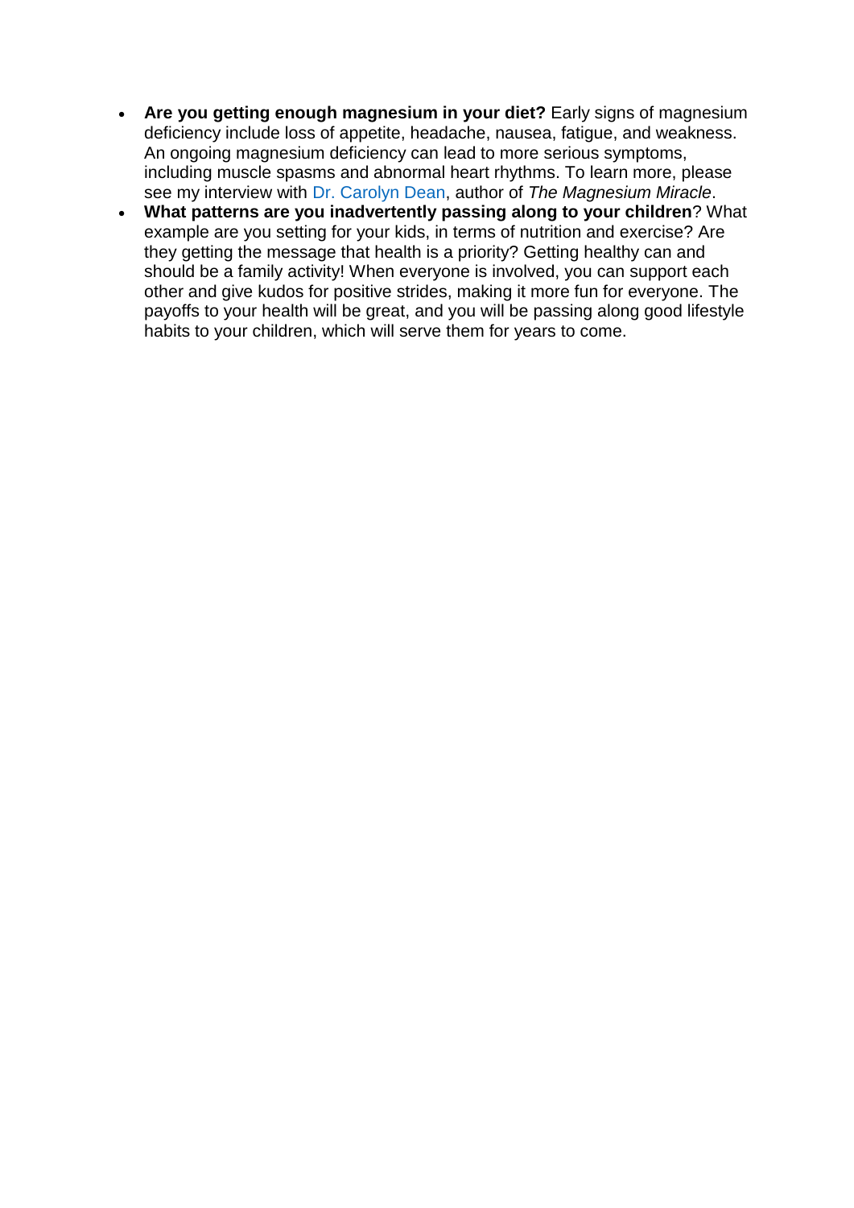- **Are you getting enough magnesium in your diet?** Early signs of magnesium deficiency include loss of appetite, headache, nausea, fatigue, and weakness. An ongoing magnesium deficiency can lead to more serious symptoms, including muscle spasms and abnormal heart rhythms. To learn more, please see my interview with Dr. Carolyn Dean, author of *The Magnesium Miracle*.
- **What patterns are you inadvertently passing along to your children**? What example are you setting for your kids, in terms of nutrition and exercise? Are they getting the message that health is a priority? Getting healthy can and should be a family activity! When everyone is involved, you can support each other and give kudos for positive strides, making it more fun for everyone. The payoffs to your health will be great, and you will be passing along good lifestyle habits to your children, which will serve them for years to come.